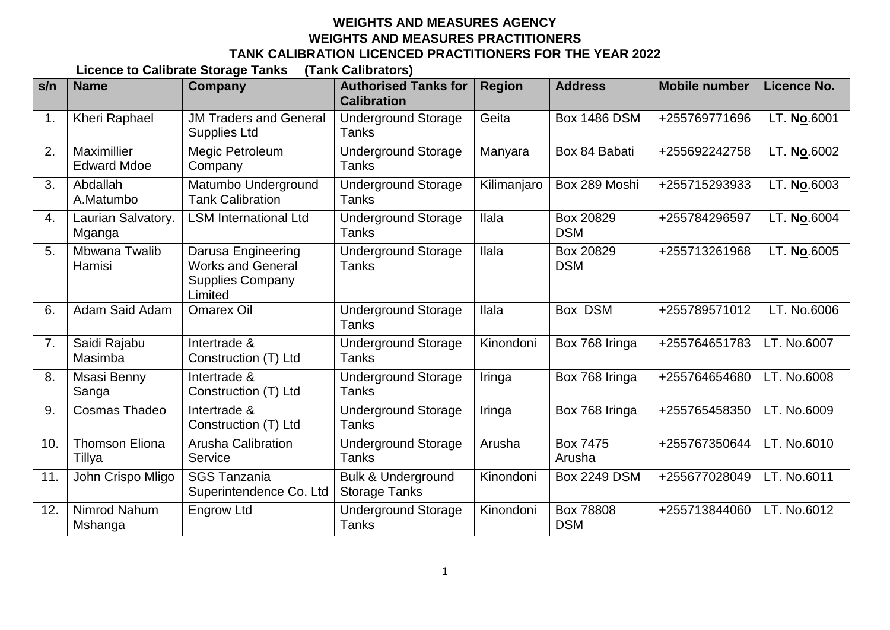**WEIGHTS AND MEASURES AGENCY**

**WEIGHTS AND MEASURES PRACTITIONERS**

**TANK CALIBRATION LICENCED PRACTITIONERS FOR THE YEAR 2022**

**Licence to Calibrate Storage Tanks (Tank Calibrators)**

| s/n | Name | Company | Authorised Tanks for Calibration | Region | Address | Mobile number | Licence No. |
|---|---|---|---|---|---|---|---|
| 1. | Kheri Raphael | JM Traders and General Supplies Ltd | Underground Storage Tanks | Geita | Box 1486 DSM | +255769771696 | LT. **No**.6001 |
| 2. | Maximillier Edward Mdoe | Megic Petroleum Company | Underground Storage Tanks | Manyara | Box 84 Babati | +255692242758 | LT. **No**.6002 |
| 3. | Abdallah A.Matumbo | Matumbo Underground Tank Calibration | Underground Storage Tanks | Kilimanjaro | Box 289 Moshi | +255715293933 | LT. **No**.6003 |
| 4. | Laurian Salvatory. Mganga | LSM International Ltd | Underground Storage Tanks | Ilala | Box 20829 DSM | +255784296597 | LT. **No**.6004 |
| 5. | Mbwana Twalib Hamisi | Darusa Engineering Works and General Supplies Company Limited | Underground Storage Tanks | Ilala | Box 20829 DSM | +255713261968 | LT. **No**.6005 |
| 6. | Adam Said Adam | Omarex Oil | Underground Storage Tanks | Ilala | Box DSM | +255789571012 | LT. No.6006 |
| 7. | Saidi Rajabu Masimba | Intertrade & Construction (T) Ltd | Underground Storage Tanks | Kinondoni | Box 768 Iringa | +255764651783 | LT. No.6007 |
| 8. | Msasi Benny Sanga | Intertrade & Construction (T) Ltd | Underground Storage Tanks | Iringa | Box 768 Iringa | +255764654680 | LT. No.6008 |
| 9. | Cosmas Thadeo | Intertrade & Construction (T) Ltd | Underground Storage Tanks | Iringa | Box 768 Iringa | +255765458350 | LT. No.6009 |
| 10. | Thomson Eliona Tillya | Arusha Calibration Service | Underground Storage Tanks | Arusha | Box 7475 Arusha | +255767350644 | LT. No.6010 |
| 11. | John Crispo Mligo | SGS Tanzania Superintendence Co. Ltd | Bulk & Underground Storage Tanks | Kinondoni | Box 2249 DSM | +255677028049 | LT. No.6011 |
| 12. | Nimrod Nahum Mshanga | Engrow Ltd | Underground Storage Tanks | Kinondoni | Box 78808 DSM | +255713844060 | LT. No.6012 |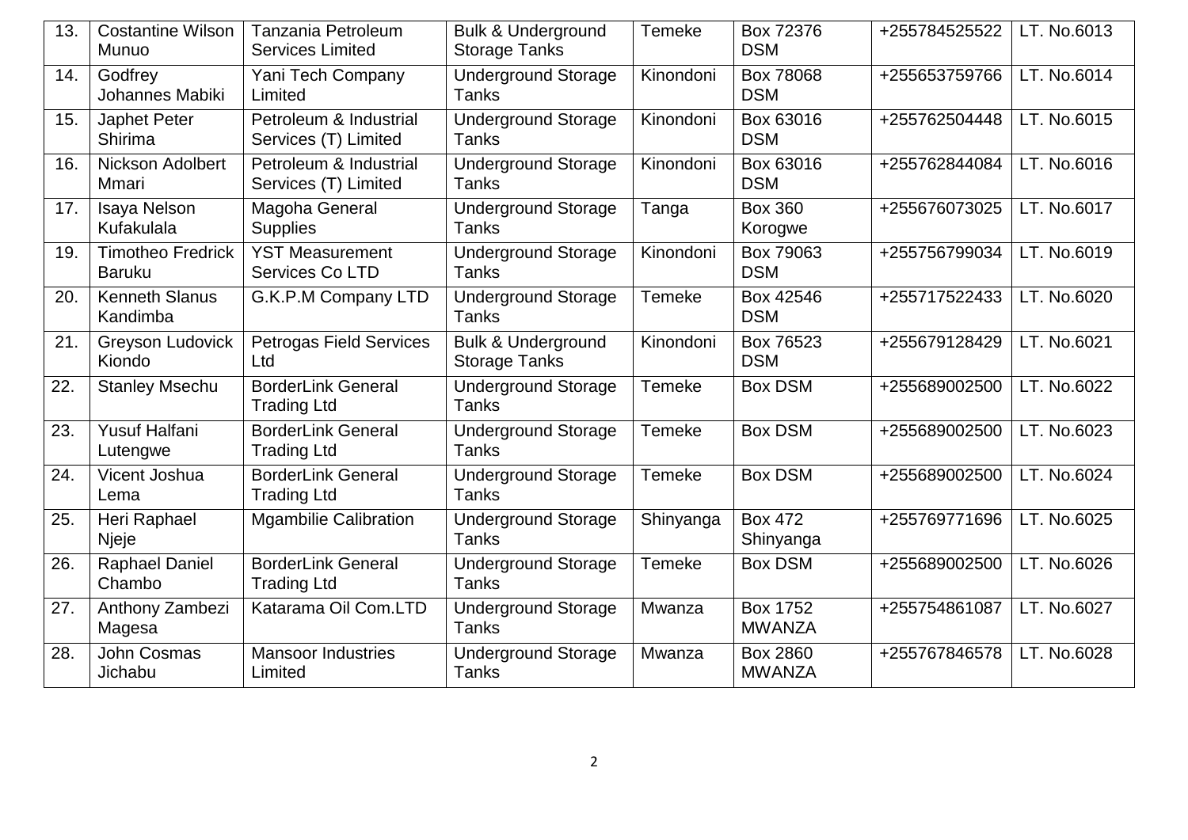| | | | | | | | |
|---|---|---|---|---|---|---|---|
| 13. | Costantine Wilson Munuo | Tanzania Petroleum Services Limited | Bulk & Underground Storage Tanks | Temeke | Box 72376 DSM | +255784525522 | LT. No.6013 |
| 14. | Godfrey Johannes Mabiki | Yani Tech Company Limited | Underground Storage Tanks | Kinondoni | Box 78068 DSM | +255653759766 | LT. No.6014 |
| 15. | Japhet Peter Shirima | Petroleum & Industrial Services (T) Limited | Underground Storage Tanks | Kinondoni | Box 63016 DSM | +255762504448 | LT. No.6015 |
| 16. | Nickson Adolbert Mmari | Petroleum & Industrial Services (T) Limited | Underground Storage Tanks | Kinondoni | Box 63016 DSM | +255762844084 | LT. No.6016 |
| 17. | Isaya Nelson Kufakulala | Magoha General Supplies | Underground Storage Tanks | Tanga | Box 360 Korogwe | +255676073025 | LT. No.6017 |
| 19. | Timotheo Fredrick Baruku | YST Measurement Services Co LTD | Underground Storage Tanks | Kinondoni | Box 79063 DSM | +255756799034 | LT. No.6019 |
| 20. | Kenneth Slanus Kandimba | G.K.P.M Company LTD | Underground Storage Tanks | Temeke | Box 42546 DSM | +255717522433 | LT. No.6020 |
| 21. | Greyson Ludovick Kiondo | Petrogas Field Services Ltd | Bulk & Underground Storage Tanks | Kinondoni | Box 76523 DSM | +255679128429 | LT. No.6021 |
| 22. | Stanley Msechu | BorderLink General Trading Ltd | Underground Storage Tanks | Temeke | Box DSM | +255689002500 | LT. No.6022 |
| 23. | Yusuf Halfani Lutengwe | BorderLink General Trading Ltd | Underground Storage Tanks | Temeke | Box DSM | +255689002500 | LT. No.6023 |
| 24. | Vicent Joshua Lema | BorderLink General Trading Ltd | Underground Storage Tanks | Temeke | Box DSM | +255689002500 | LT. No.6024 |
| 25. | Heri Raphael Njeje | Mgambilie Calibration | Underground Storage Tanks | Shinyanga | Box 472 Shinyanga | +255769771696 | LT. No.6025 |
| 26. | Raphael Daniel Chambo | BorderLink General Trading Ltd | Underground Storage Tanks | Temeke | Box DSM | +255689002500 | LT. No.6026 |
| 27. | Anthony Zambezi Magesa | Katarama Oil Com.LTD | Underground Storage Tanks | Mwanza | Box 1752 MWANZA | +255754861087 | LT. No.6027 |
| 28. | John Cosmas Jichabu | Mansoor Industries Limited | Underground Storage Tanks | Mwanza | Box 2860 MWANZA | +255767846578 | LT. No.6028 |